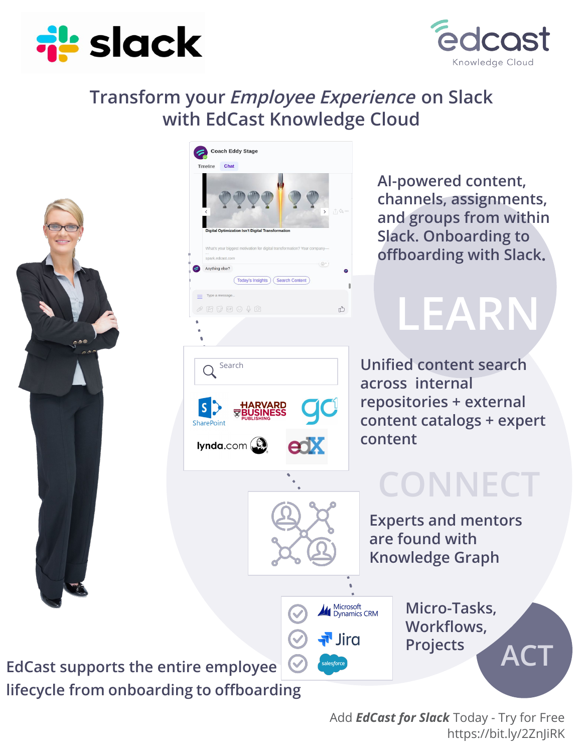# Transform your *Employee Experience* on Slack with EdCast Knowledge Cloud

## LEARN

AI-powered content, channels, assignments, and groups from within Slack. Onboarding to offboarding with Slack.

Unified content search across internal repositories + external content catalogs + expert content

## CONNECT

Experts and mentors are found with Knowledge Graph

## ACT

Micro-Tasks, Workflows, Projects

EdCast supports the entire employee lifecycle from onboarding to offboarding

Add ***EdCast for Slack*** Today - Try for Free
https://bit.ly/2ZnJiRK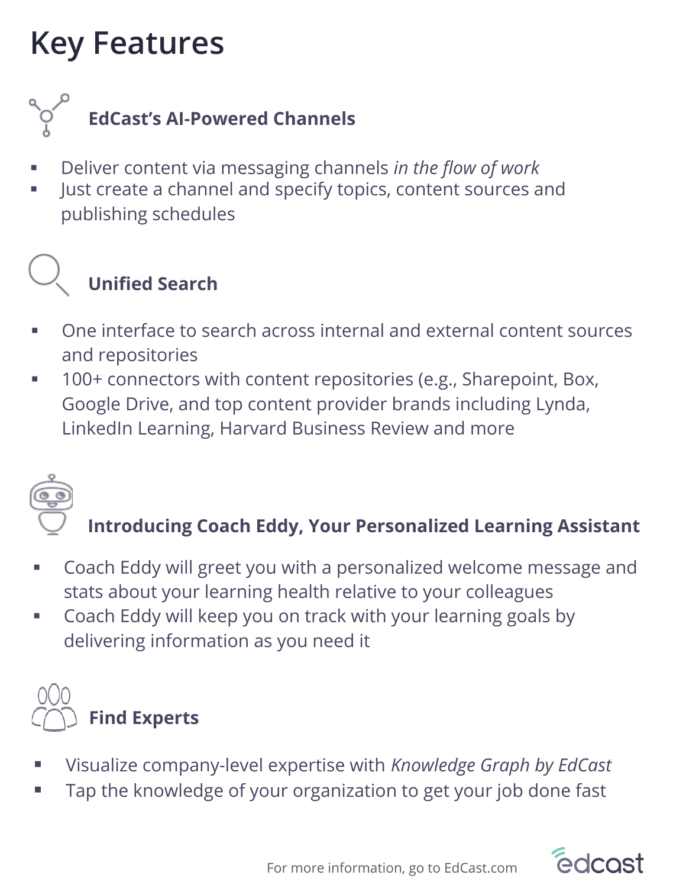# Key Features

### EdCast's AI-Powered Channels

- Deliver content via messaging channels *in the flow of work*
- Just create a channel and specify topics, content sources and publishing schedules

### Unified Search

- One interface to search across internal and external content sources and repositories
- 100+ connectors with content repositories (e.g., Sharepoint, Box, Google Drive, and top content provider brands including Lynda, LinkedIn Learning, Harvard Business Review and more

### Introducing Coach Eddy, Your Personalized Learning Assistant

- Coach Eddy will greet you with a personalized welcome message and stats about your learning health relative to your colleagues
- Coach Eddy will keep you on track with your learning goals by delivering information as you need it

### Find Experts

- Visualize company-level expertise with *Knowledge Graph by EdCast*
- Tap the knowledge of your organization to get your job done fast

For more information, go to EdCast.com

edcast